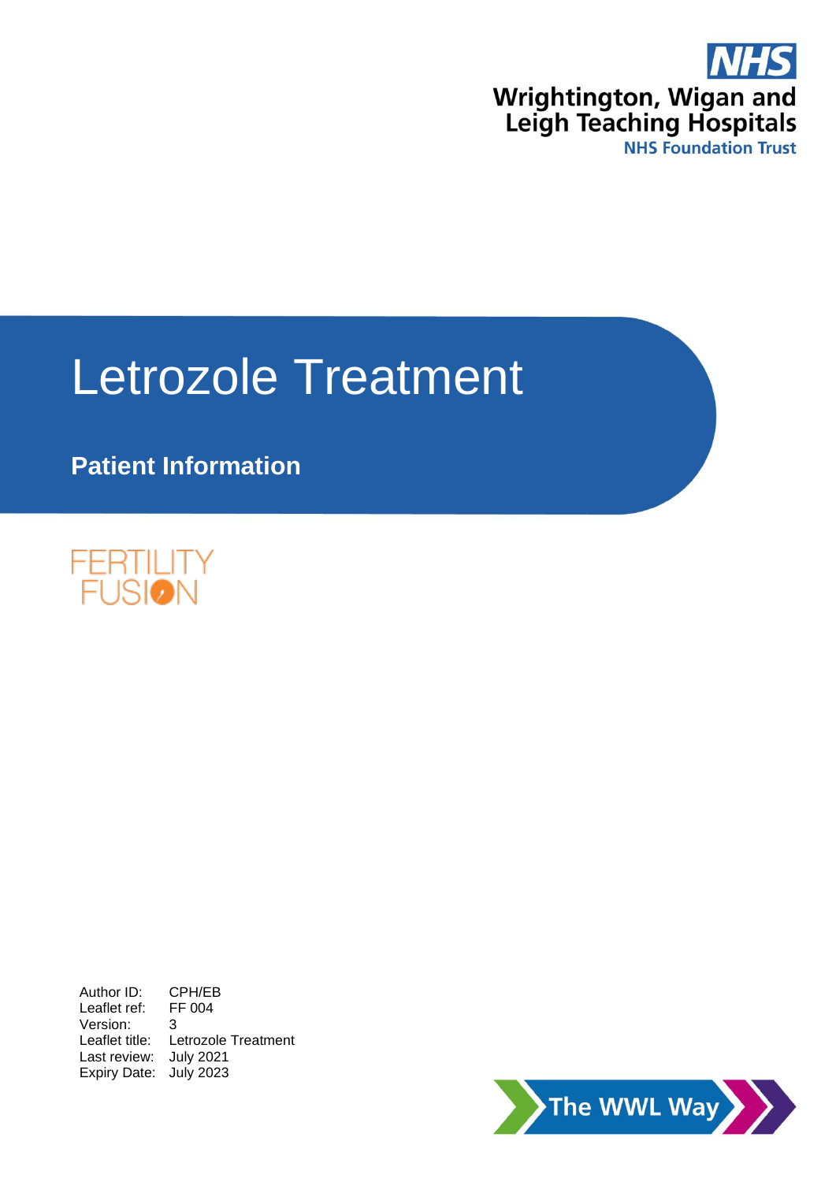NHS

Wrightington, Wigan and Leigh Teaching Hospitals

NHS Foundation Trust

# Letrozole Treatment

## Patient Information

FERTILITY FUSION

| | |
|---|---|
| Author ID: | CPH/EB |
| Leaflet ref: | FF 004 |
| Version: | 3 |
| Leaflet title: | Letrozole Treatment |
| Last review: | July 2021 |
| Expiry Date: | July 2023 |

The WWL Way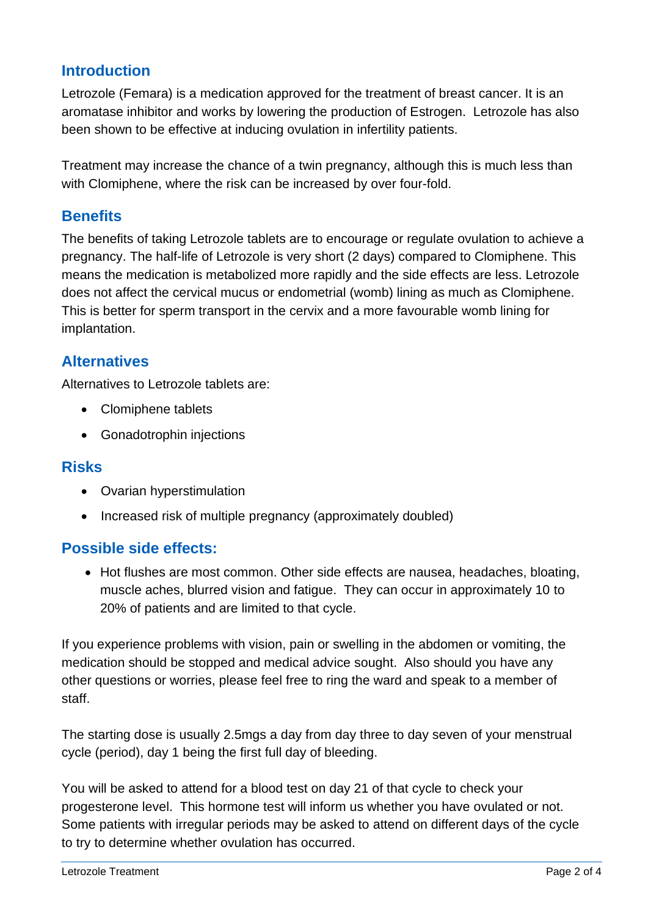## Introduction

Letrozole (Femara) is a medication approved for the treatment of breast cancer. It is an aromatase inhibitor and works by lowering the production of Estrogen. Letrozole has also been shown to be effective at inducing ovulation in infertility patients.

Treatment may increase the chance of a twin pregnancy, although this is much less than with Clomiphene, where the risk can be increased by over four-fold.

## Benefits

The benefits of taking Letrozole tablets are to encourage or regulate ovulation to achieve a pregnancy. The half-life of Letrozole is very short (2 days) compared to Clomiphene. This means the medication is metabolized more rapidly and the side effects are less. Letrozole does not affect the cervical mucus or endometrial (womb) lining as much as Clomiphene. This is better for sperm transport in the cervix and a more favourable womb lining for implantation.

## Alternatives

Alternatives to Letrozole tablets are:

- Clomiphene tablets
- Gonadotrophin injections

## Risks

- Ovarian hyperstimulation
- Increased risk of multiple pregnancy (approximately doubled)

## Possible side effects:

- Hot flushes are most common. Other side effects are nausea, headaches, bloating, muscle aches, blurred vision and fatigue. They can occur in approximately 10 to 20% of patients and are limited to that cycle.

If you experience problems with vision, pain or swelling in the abdomen or vomiting, the medication should be stopped and medical advice sought. Also should you have any other questions or worries, please feel free to ring the ward and speak to a member of staff.

The starting dose is usually 2.5mgs a day from day three to day seven of your menstrual cycle (period), day 1 being the first full day of bleeding.

You will be asked to attend for a blood test on day 21 of that cycle to check your progesterone level. This hormone test will inform us whether you have ovulated or not. Some patients with irregular periods may be asked to attend on different days of the cycle to try to determine whether ovulation has occurred.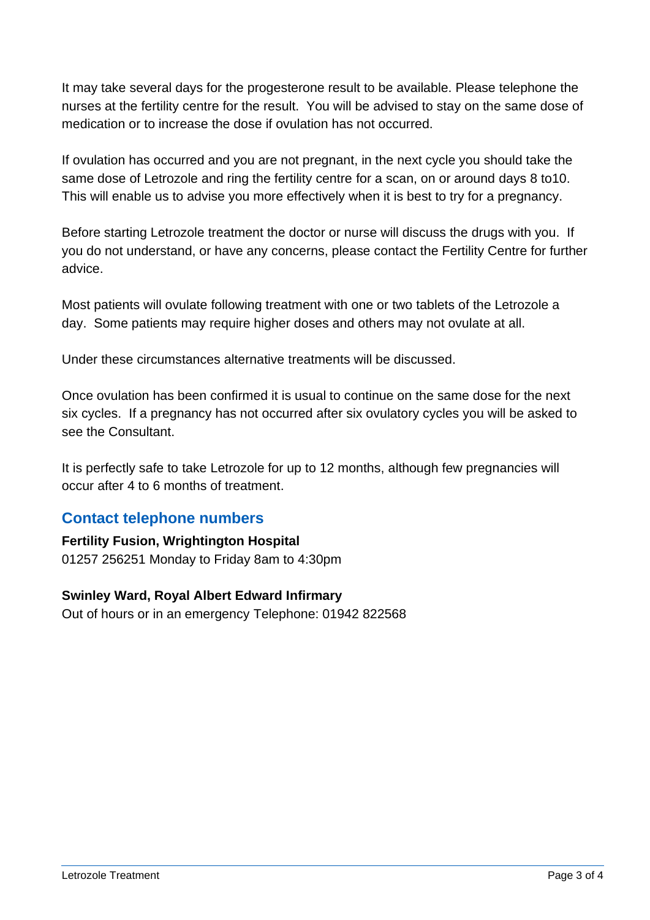It may take several days for the progesterone result to be available. Please telephone the nurses at the fertility centre for the result. You will be advised to stay on the same dose of medication or to increase the dose if ovulation has not occurred.

If ovulation has occurred and you are not pregnant, in the next cycle you should take the same dose of Letrozole and ring the fertility centre for a scan, on or around days 8 to10. This will enable us to advise you more effectively when it is best to try for a pregnancy.

Before starting Letrozole treatment the doctor or nurse will discuss the drugs with you. If you do not understand, or have any concerns, please contact the Fertility Centre for further advice.

Most patients will ovulate following treatment with one or two tablets of the Letrozole a day. Some patients may require higher doses and others may not ovulate at all.

Under these circumstances alternative treatments will be discussed.

Once ovulation has been confirmed it is usual to continue on the same dose for the next six cycles. If a pregnancy has not occurred after six ovulatory cycles you will be asked to see the Consultant.

It is perfectly safe to take Letrozole for up to 12 months, although few pregnancies will occur after 4 to 6 months of treatment.

## Contact telephone numbers

**Fertility Fusion, Wrightington Hospital**
01257 256251 Monday to Friday 8am to 4:30pm

**Swinley Ward, Royal Albert Edward Infirmary**
Out of hours or in an emergency Telephone: 01942 822568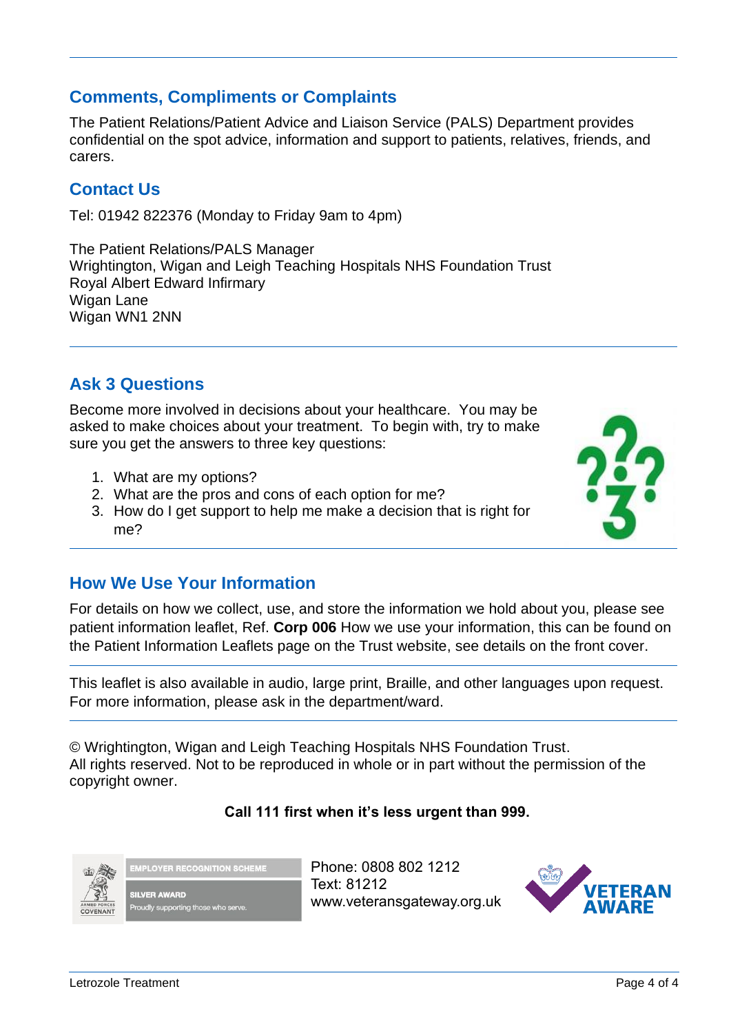## Comments, Compliments or Complaints

The Patient Relations/Patient Advice and Liaison Service (PALS) Department provides confidential on the spot advice, information and support to patients, relatives, friends, and carers.

## Contact Us

Tel: 01942 822376 (Monday to Friday 9am to 4pm)

The Patient Relations/PALS Manager
Wrightington, Wigan and Leigh Teaching Hospitals NHS Foundation Trust
Royal Albert Edward Infirmary
Wigan Lane
Wigan WN1 2NN

## Ask 3 Questions

Become more involved in decisions about your healthcare. You may be asked to make choices about your treatment. To begin with, try to make sure you get the answers to three key questions:

1. What are my options?
2. What are the pros and cons of each option for me?
3. How do I get support to help me make a decision that is right for me?

## How We Use Your Information

For details on how we collect, use, and store the information we hold about you, please see patient information leaflet, Ref. **Corp 006** How we use your information, this can be found on the Patient Information Leaflets page on the Trust website, see details on the front cover.

This leaflet is also available in audio, large print, Braille, and other languages upon request. For more information, please ask in the department/ward.

© Wrightington, Wigan and Leigh Teaching Hospitals NHS Foundation Trust.
All rights reserved. Not to be reproduced in whole or in part without the permission of the copyright owner.

**Call 111 first when it's less urgent than 999.**

ARMED FORCES COVENANT
EMPLOYER RECOGNITION SCHEME
SILVER AWARD
Proudly supporting those who serve.

Phone: 0808 802 1212
Text: 81212
www.veteransgateway.org.uk

VETERAN AWARE